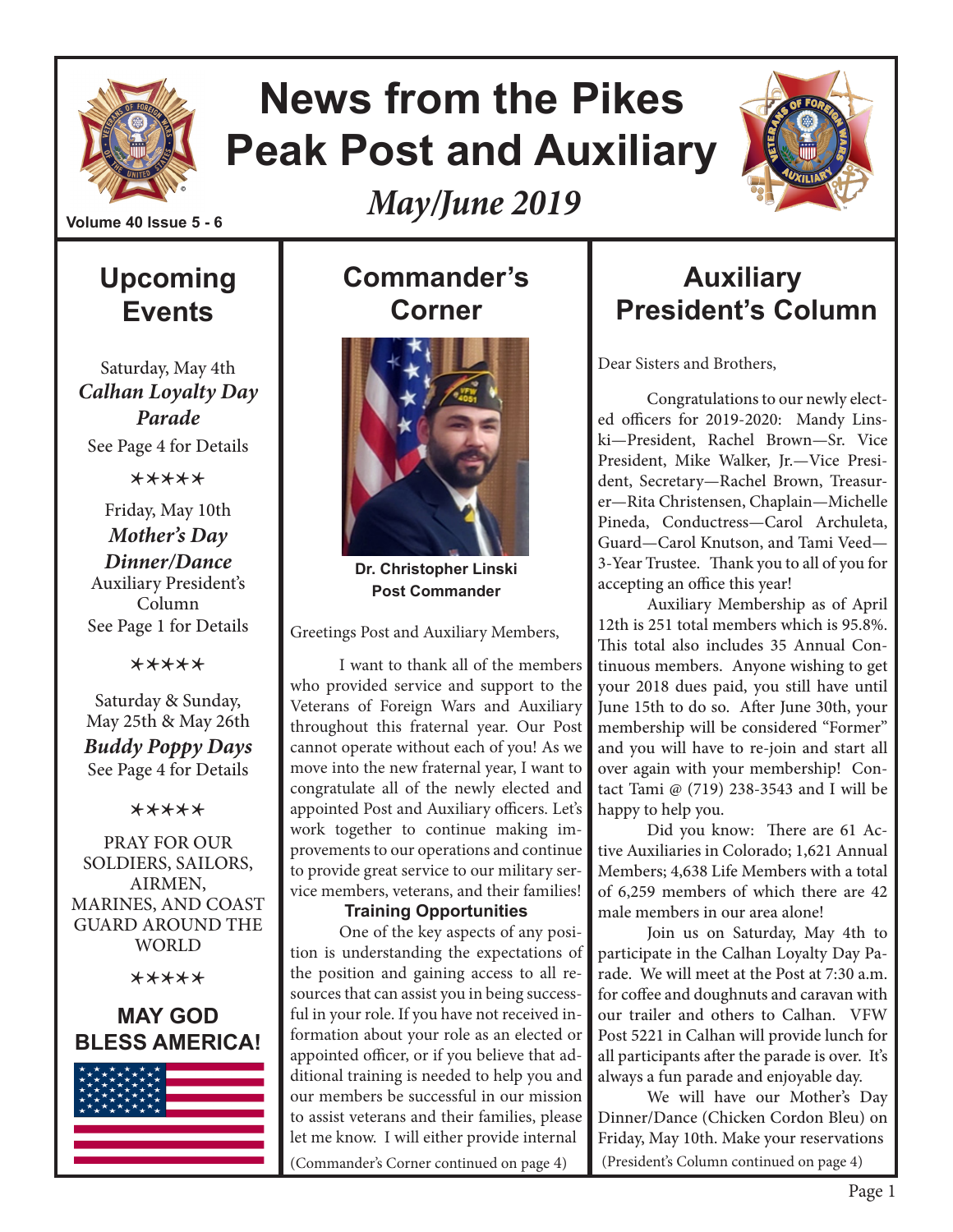# News from the Pikes Peak Post and Auxiliary

*May/June 2019*

Volume 40 Issue 5 - 6

## Upcoming Events

Saturday, May 4th
***Calhan Loyalty Day Parade***
See Page 4 for Details

✶✶✶✶✶

Friday, May 10th
***Mother's Day Dinner/Dance***
Auxiliary President's Column
See Page 1 for Details

✶✶✶✶✶

Saturday & Sunday, May 25th & May 26th
***Buddy Poppy Days***
See Page 4 for Details

✶✶✶✶✶

PRAY FOR OUR SOLDIERS, SAILORS, AIRMEN, MARINES, AND COAST GUARD AROUND THE WORLD

✶✶✶✶✶

**MAY GOD BLESS AMERICA!**

## Commander's Corner

**Dr. Christopher Linski**
**Post Commander**

Greetings Post and Auxiliary Members,

I want to thank all of the members who provided service and support to the Veterans of Foreign Wars and Auxiliary throughout this fraternal year. Our Post cannot operate without each of you! As we move into the new fraternal year, I want to congratulate all of the newly elected and appointed Post and Auxiliary officers. Let's work together to continue making improvements to our operations and continue to provide great service to our military service members, veterans, and their families!

**Training Opportunities**

One of the key aspects of any position is understanding the expectations of the position and gaining access to all resources that can assist you in being successful in your role. If you have not received information about your role as an elected or appointed officer, or if you believe that additional training is needed to help you and our members be successful in our mission to assist veterans and their families, please let me know. I will either provide internal

(Commander's Corner continued on page 4)

## Auxiliary President's Column

Dear Sisters and Brothers,

Congratulations to our newly elected officers for 2019-2020: Mandy Linski—President, Rachel Brown—Sr. Vice President, Mike Walker, Jr.—Vice President, Secretary—Rachel Brown, Treasurer—Rita Christensen, Chaplain—Michelle Pineda, Conductress—Carol Archuleta, Guard—Carol Knutson, and Tami Veed—3-Year Trustee. Thank you to all of you for accepting an office this year!

Auxiliary Membership as of April 12th is 251 total members which is 95.8%. This total also includes 35 Annual Continuous members. Anyone wishing to get your 2018 dues paid, you still have until June 15th to do so. After June 30th, your membership will be considered "Former" and you will have to re-join and start all over again with your membership! Contact Tami @ (719) 238-3543 and I will be happy to help you.

Did you know: There are 61 Active Auxiliaries in Colorado; 1,621 Annual Members; 4,638 Life Members with a total of 6,259 members of which there are 42 male members in our area alone!

Join us on Saturday, May 4th to participate in the Calhan Loyalty Day Parade. We will meet at the Post at 7:30 a.m. for coffee and doughnuts and caravan with our trailer and others to Calhan. VFW Post 5221 in Calhan will provide lunch for all participants after the parade is over. It's always a fun parade and enjoyable day.

We will have our Mother's Day Dinner/Dance (Chicken Cordon Bleu) on Friday, May 10th. Make your reservations

(President's Column continued on page 4)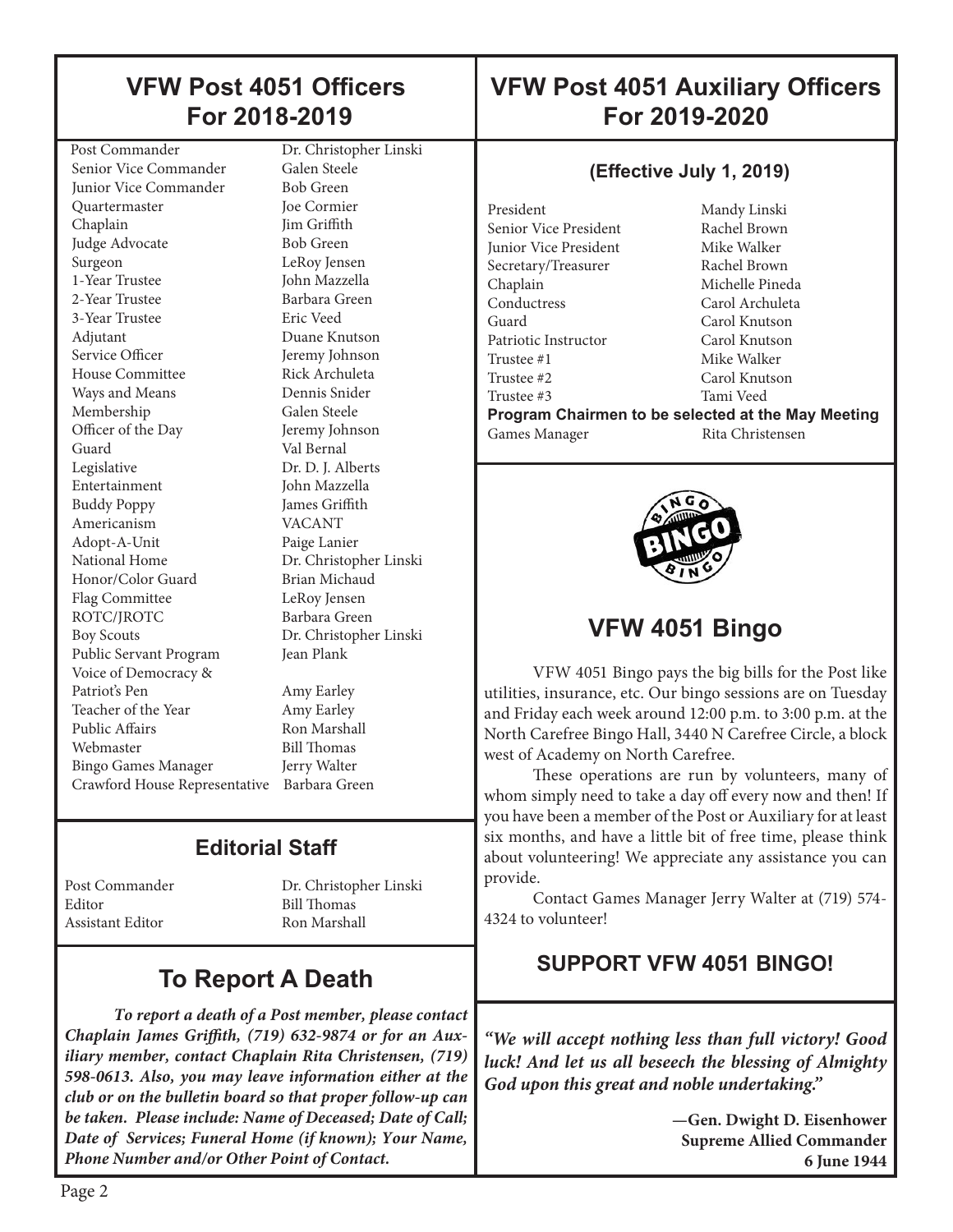## VFW Post 4051 Officers For 2018-2019

| | |
|---|---|
| Post Commander | Dr. Christopher Linski |
| Senior Vice Commander | Galen Steele |
| Junior Vice Commander | Bob Green |
| Quartermaster | Joe Cormier |
| Chaplain | Jim Griffith |
| Judge Advocate | Bob Green |
| Surgeon | LeRoy Jensen |
| 1-Year Trustee | John Mazzella |
| 2-Year Trustee | Barbara Green |
| 3-Year Trustee | Eric Veed |
| Adjutant | Duane Knutson |
| Service Officer | Jeremy Johnson |
| House Committee | Rick Archuleta |
| Ways and Means | Dennis Snider |
| Membership | Galen Steele |
| Officer of the Day | Jeremy Johnson |
| Guard | Val Bernal |
| Legislative | Dr. D. J. Alberts |
| Entertainment | John Mazzella |
| Buddy Poppy | James Griffith |
| Americanism | VACANT |
| Adopt-A-Unit | Paige Lanier |
| National Home | Dr. Christopher Linski |
| Honor/Color Guard | Brian Michaud |
| Flag Committee | LeRoy Jensen |
| ROTC/JROTC | Barbara Green |
| Boy Scouts | Dr. Christopher Linski |
| Public Servant Program | Jean Plank |
| Voice of Democracy & Patriot's Pen | Amy Earley |
| Teacher of the Year | Amy Earley |
| Public Affairs | Ron Marshall |
| Webmaster | Bill Thomas |
| Bingo Games Manager | Jerry Walter |
| Crawford House Representative | Barbara Green |

## Editorial Staff

| | |
|---|---|
| Post Commander | Dr. Christopher Linski |
| Editor | Bill Thomas |
| Assistant Editor | Ron Marshall |

## To Report A Death

***To report a death of a Post member, please contact Chaplain James Griffith, (719) 632-9874 or for an Auxiliary member, contact Chaplain Rita Christensen, (719) 598-0613. Also, you may leave information either at the club or on the bulletin board so that proper follow-up can be taken. Please include: Name of Deceased; Date of Call; Date of Services; Funeral Home (if known); Your Name, Phone Number and/or Other Point of Contact.***

## VFW Post 4051 Auxiliary Officers For 2019-2020

**(Effective July 1, 2019)**

| | |
|---|---|
| President | Mandy Linski |
| Senior Vice President | Rachel Brown |
| Junior Vice President | Mike Walker |
| Secretary/Treasurer | Rachel Brown |
| Chaplain | Michelle Pineda |
| Conductress | Carol Archuleta |
| Guard | Carol Knutson |
| Patriotic Instructor | Carol Knutson |
| Trustee #1 | Mike Walker |
| Trustee #2 | Carol Knutson |
| Trustee #3 | Tami Veed |

**Program Chairmen to be selected at the May Meeting**

Games Manager — Rita Christensen

## VFW 4051 Bingo

VFW 4051 Bingo pays the big bills for the Post like utilities, insurance, etc. Our bingo sessions are on Tuesday and Friday each week around 12:00 p.m. to 3:00 p.m. at the North Carefree Bingo Hall, 3440 N Carefree Circle, a block west of Academy on North Carefree.

These operations are run by volunteers, many of whom simply need to take a day off every now and then! If you have been a member of the Post or Auxiliary for at least six months, and have a little bit of free time, please think about volunteering! We appreciate any assistance you can provide.

Contact Games Manager Jerry Walter at (719) 574-4324 to volunteer!

### SUPPORT VFW 4051 BINGO!

***"We will accept nothing less than full victory! Good luck! And let us all beseech the blessing of Almighty God upon this great and noble undertaking."***

**—Gen. Dwight D. Eisenhower**
**Supreme Allied Commander**
**6 June 1944**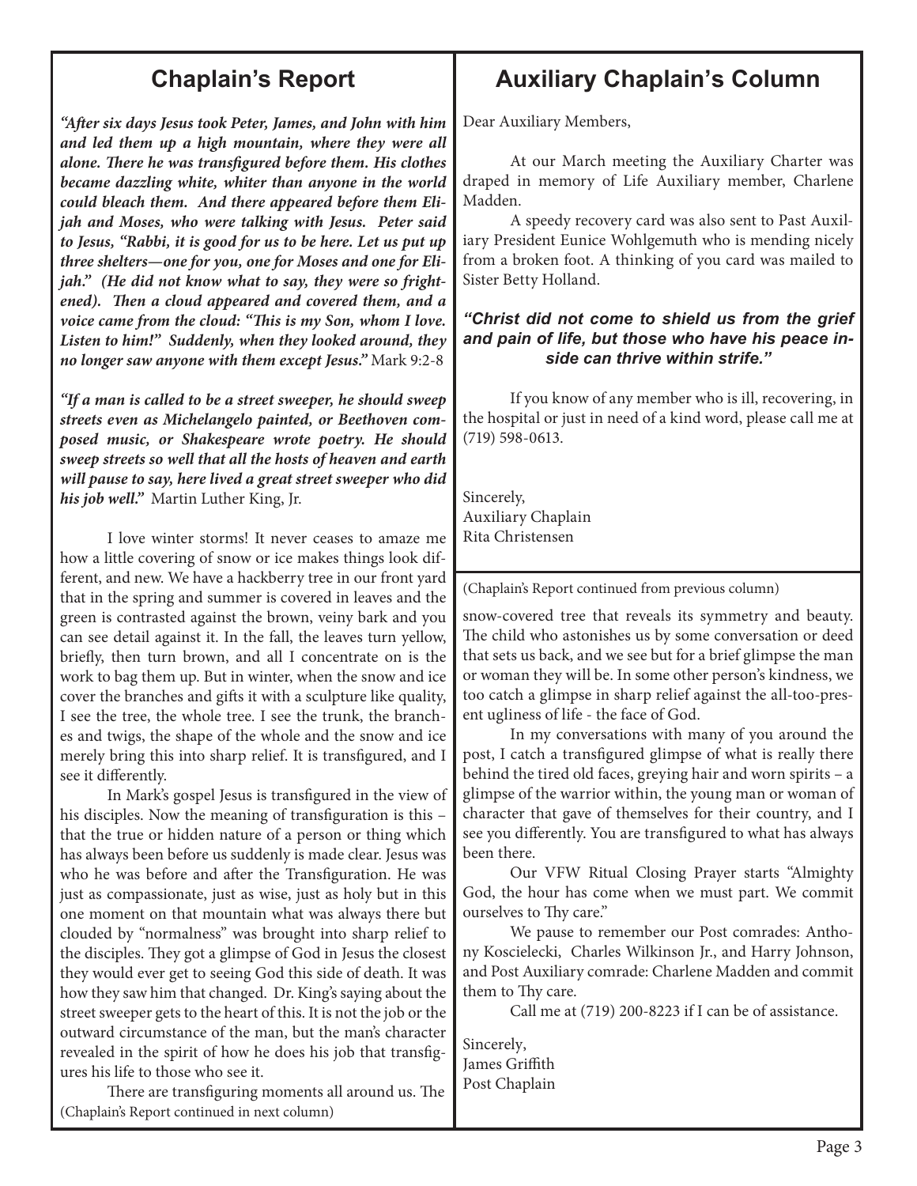## Chaplain's Report

***"After six days Jesus took Peter, James, and John with him and led them up a high mountain, where they were all alone. There he was transfigured before them. His clothes became dazzling white, whiter than anyone in the world could bleach them. And there appeared before them Elijah and Moses, who were talking with Jesus. Peter said to Jesus, "Rabbi, it is good for us to be here. Let us put up three shelters—one for you, one for Moses and one for Elijah." (He did not know what to say, they were so frightened). Then a cloud appeared and covered them, and a voice came from the cloud: "This is my Son, whom I love. Listen to him!" Suddenly, when they looked around, they no longer saw anyone with them except Jesus."*** Mark 9:2-8

***"If a man is called to be a street sweeper, he should sweep streets even as Michelangelo painted, or Beethoven composed music, or Shakespeare wrote poetry. He should sweep streets so well that all the hosts of heaven and earth will pause to say, here lived a great street sweeper who did his job well."*** Martin Luther King, Jr.

I love winter storms! It never ceases to amaze me how a little covering of snow or ice makes things look different, and new. We have a hackberry tree in our front yard that in the spring and summer is covered in leaves and the green is contrasted against the brown, veiny bark and you can see detail against it. In the fall, the leaves turn yellow, briefly, then turn brown, and all I concentrate on is the work to bag them up. But in winter, when the snow and ice cover the branches and gifts it with a sculpture like quality, I see the tree, the whole tree. I see the trunk, the branches and twigs, the shape of the whole and the snow and ice merely bring this into sharp relief. It is transfigured, and I see it differently.

In Mark's gospel Jesus is transfigured in the view of his disciples. Now the meaning of transfiguration is this – that the true or hidden nature of a person or thing which has always been before us suddenly is made clear. Jesus was who he was before and after the Transfiguration. He was just as compassionate, just as wise, just as holy but in this one moment on that mountain what was always there but clouded by "normalness" was brought into sharp relief to the disciples. They got a glimpse of God in Jesus the closest they would ever get to seeing God this side of death. It was how they saw him that changed. Dr. King's saying about the street sweeper gets to the heart of this. It is not the job or the outward circumstance of the man, but the man's character revealed in the spirit of how he does his job that transfigures his life to those who see it.

There are transfiguring moments all around us. The snow-covered tree that reveals its symmetry and beauty. The child who astonishes us by some conversation or deed that sets us back, and we see but for a brief glimpse the man or woman they will be. In some other person's kindness, we too catch a glimpse in sharp relief against the all-too-present ugliness of life - the face of God.

In my conversations with many of you around the post, I catch a transfigured glimpse of what is really there behind the tired old faces, greying hair and worn spirits – a glimpse of the warrior within, the young man or woman of character that gave of themselves for their country, and I see you differently. You are transfigured to what has always been there.

Our VFW Ritual Closing Prayer starts "Almighty God, the hour has come when we must part. We commit ourselves to Thy care."

We pause to remember our Post comrades: Anthony Koscielecki, Charles Wilkinson Jr., and Harry Johnson, and Post Auxiliary comrade: Charlene Madden and commit them to Thy care.

Call me at (719) 200-8223 if I can be of assistance.

Sincerely,
James Griffith
Post Chaplain

## Auxiliary Chaplain's Column

Dear Auxiliary Members,

At our March meeting the Auxiliary Charter was draped in memory of Life Auxiliary member, Charlene Madden.

A speedy recovery card was also sent to Past Auxiliary President Eunice Wohlgemuth who is mending nicely from a broken foot. A thinking of you card was mailed to Sister Betty Holland.

***"Christ did not come to shield us from the grief and pain of life, but those who have his peace inside can thrive within strife."***

If you know of any member who is ill, recovering, in the hospital or just in need of a kind word, please call me at (719) 598-0613.

Sincerely,
Auxiliary Chaplain
Rita Christensen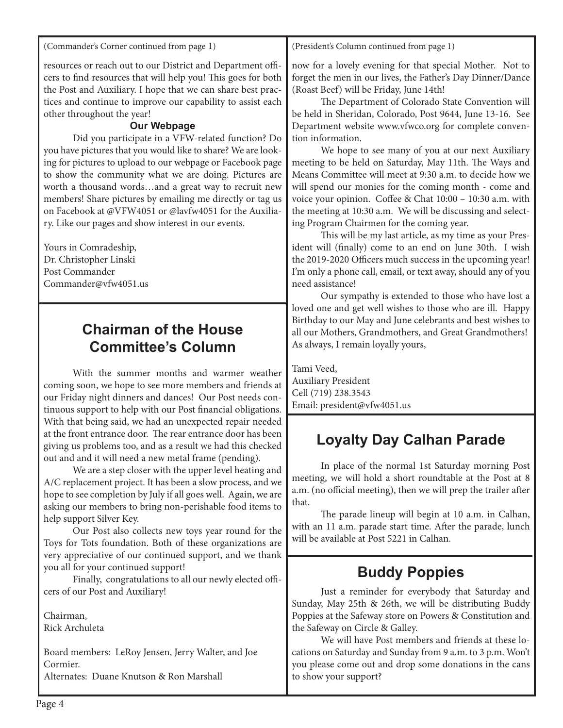(Commander's Corner continued from page 1)

resources or reach out to our District and Department officers to find resources that will help you! This goes for both the Post and Auxiliary. I hope that we can share best practices and continue to improve our capability to assist each other throughout the year!

### Our Webpage

Did you participate in a VFW-related function? Do you have pictures that you would like to share? We are looking for pictures to upload to our webpage or Facebook page to show the community what we are doing. Pictures are worth a thousand words…and a great way to recruit new members! Share pictures by emailing me directly or tag us on Facebook at @VFW4051 or @lavfw4051 for the Auxiliary. Like our pages and show interest in our events.

Yours in Comradeship,
Dr. Christopher Linski
Post Commander
Commander@vfw4051.us

## Chairman of the House Committee's Column

With the summer months and warmer weather coming soon, we hope to see more members and friends at our Friday night dinners and dances! Our Post needs continuous support to help with our Post financial obligations. With that being said, we had an unexpected repair needed at the front entrance door. The rear entrance door has been giving us problems too, and as a result we had this checked out and and it will need a new metal frame (pending).

We are a step closer with the upper level heating and A/C replacement project. It has been a slow process, and we hope to see completion by July if all goes well. Again, we are asking our members to bring non-perishable food items to help support Silver Key.

Our Post also collects new toys year round for the Toys for Tots foundation. Both of these organizations are very appreciative of our continued support, and we thank you all for your continued support!

Finally, congratulations to all our newly elected officers of our Post and Auxiliary!

Chairman,
Rick Archuleta

Board members: LeRoy Jensen, Jerry Walter, and Joe Cormier.
Alternates: Duane Knutson & Ron Marshall

(President's Column continued from page 1)

now for a lovely evening for that special Mother. Not to forget the men in our lives, the Father's Day Dinner/Dance (Roast Beef) will be Friday, June 14th!

The Department of Colorado State Convention will be held in Sheridan, Colorado, Post 9644, June 13-16. See Department website www.vfwco.org for complete convention information.

We hope to see many of you at our next Auxiliary meeting to be held on Saturday, May 11th. The Ways and Means Committee will meet at 9:30 a.m. to decide how we will spend our monies for the coming month - come and voice your opinion. Coffee & Chat 10:00 – 10:30 a.m. with the meeting at 10:30 a.m. We will be discussing and selecting Program Chairmen for the coming year.

This will be my last article, as my time as your President will (finally) come to an end on June 30th. I wish the 2019-2020 Officers much success in the upcoming year! I'm only a phone call, email, or text away, should any of you need assistance!

Our sympathy is extended to those who have lost a loved one and get well wishes to those who are ill. Happy Birthday to our May and June celebrants and best wishes to all our Mothers, Grandmothers, and Great Grandmothers! As always, I remain loyally yours,

Tami Veed,
Auxiliary President
Cell (719) 238.3543
Email: president@vfw4051.us

## Loyalty Day Calhan Parade

In place of the normal 1st Saturday morning Post meeting, we will hold a short roundtable at the Post at 8 a.m. (no official meeting), then we will prep the trailer after that.

The parade lineup will begin at 10 a.m. in Calhan, with an 11 a.m. parade start time. After the parade, lunch will be available at Post 5221 in Calhan.

## Buddy Poppies

Just a reminder for everybody that Saturday and Sunday, May 25th & 26th, we will be distributing Buddy Poppies at the Safeway store on Powers & Constitution and the Safeway on Circle & Galley.

We will have Post members and friends at these locations on Saturday and Sunday from 9 a.m. to 3 p.m. Won't you please come out and drop some donations in the cans to show your support?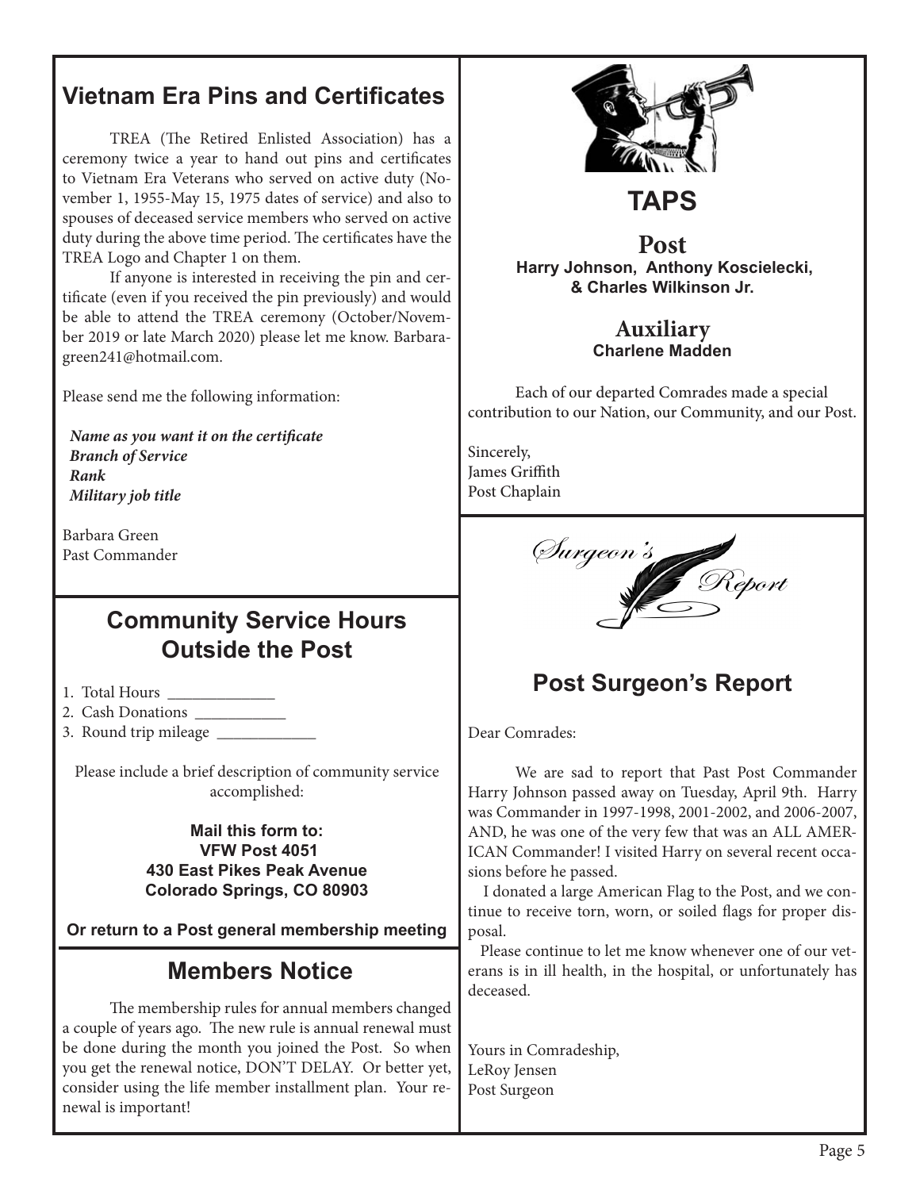## Vietnam Era Pins and Certificates

TREA (The Retired Enlisted Association) has a ceremony twice a year to hand out pins and certificates to Vietnam Era Veterans who served on active duty (November 1, 1955-May 15, 1975 dates of service) and also to spouses of deceased service members who served on active duty during the above time period. The certificates have the TREA Logo and Chapter 1 on them.

If anyone is interested in receiving the pin and certificate (even if you received the pin previously) and would be able to attend the TREA ceremony (October/November 2019 or late March 2020) please let me know. Barbaragreen241@hotmail.com.

Please send me the following information:

***Name as you want it on the certificate***
***Branch of Service***
***Rank***
***Military job title***

Barbara Green
Past Commander

## Community Service Hours Outside the Post

1. Total Hours _____________
2. Cash Donations ___________
3. Round trip mileage ____________

Please include a brief description of community service accomplished:

**Mail this form to:**
**VFW Post 4051**
**430 East Pikes Peak Avenue**
**Colorado Springs, CO 80903**

**Or return to a Post general membership meeting**

## Members Notice

The membership rules for annual members changed a couple of years ago. The new rule is annual renewal must be done during the month you joined the Post. So when you get the renewal notice, DON'T DELAY. Or better yet, consider using the life member installment plan. Your renewal is important!

## TAPS

### Post
**Harry Johnson, Anthony Koscielecki, & Charles Wilkinson Jr.**

### Auxiliary
**Charlene Madden**

Each of our departed Comrades made a special contribution to our Nation, our Community, and our Post.

Sincerely,
James Griffith
Post Chaplain

Surgeon's Report

## Post Surgeon's Report

Dear Comrades:

We are sad to report that Past Post Commander Harry Johnson passed away on Tuesday, April 9th. Harry was Commander in 1997-1998, 2001-2002, and 2006-2007, AND, he was one of the very few that was an ALL AMERICAN Commander! I visited Harry on several recent occasions before he passed.

I donated a large American Flag to the Post, and we continue to receive torn, worn, or soiled flags for proper disposal.

Please continue to let me know whenever one of our veterans is in ill health, in the hospital, or unfortunately has deceased.

Yours in Comradeship,
LeRoy Jensen
Post Surgeon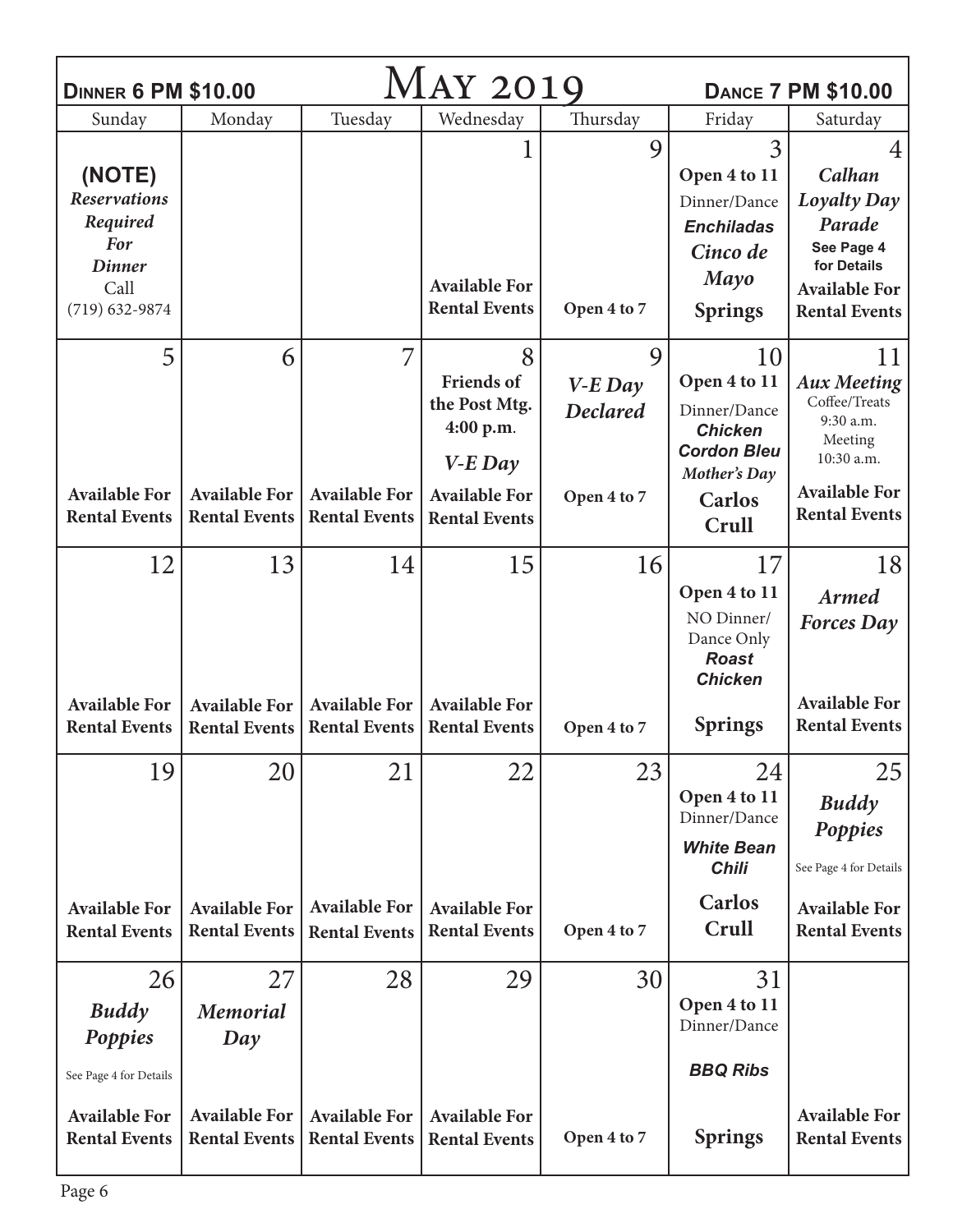**Dinner 6 PM $10.00** | # May 2019 | **Dance 7 PM $10.00**

| Sunday | Monday | Tuesday | Wednesday | Thursday | Friday | Saturday |
|---|---|---|---|---|---|---|
| **(NOTE)** *Reservations Required For Dinner* Call (719) 632-9874 | | | 1 **Available For Rental Events** | 9 **Open 4 to 7** | 3 **Open 4 to 11** Dinner/Dance ***Enchiladas*** *Cinco de Mayo* **Springs** | 4 ***Calhan Loyalty Day Parade*** **See Page 4 for Details** **Available For Rental Events** |
| 5 **Available For Rental Events** | 6 **Available For Rental Events** | 7 **Available For Rental Events** | 8 **Friends of the Post Mtg. 4:00 p.m.** *V-E Day* **Available For Rental Events** | 9 *V-E Day Declared* **Open 4 to 7** | 10 **Open 4 to 11** Dinner/Dance ***Chicken Cordon Bleu*** *Mother's Day* **Carlos Crull** | 11 ***Aux Meeting*** Coffee/Treats 9:30 a.m. Meeting 10:30 a.m. **Available For Rental Events** |
| 12 **Available For Rental Events** | 13 **Available For Rental Events** | 14 **Available For Rental Events** | 15 **Available For Rental Events** | 16 **Open 4 to 7** | 17 **Open 4 to 11** NO Dinner/ Dance Only ***Roast Chicken*** **Springs** | 18 ***Armed Forces Day*** **Available For Rental Events** |
| 19 **Available For Rental Events** | 20 **Available For Rental Events** | 21 **Available For Rental Events** | 22 **Available For Rental Events** | 23 **Open 4 to 7** | 24 **Open 4 to 11** Dinner/Dance ***White Bean Chili*** **Carlos Crull** | 25 ***Buddy Poppies*** See Page 4 for Details **Available For Rental Events** |
| 26 ***Buddy Poppies*** See Page 4 for Details **Available For Rental Events** | 27 ***Memorial Day*** **Available For Rental Events** | 28 **Available For Rental Events** | 29 **Available For Rental Events** | 30 **Open 4 to 7** | 31 **Open 4 to 11** Dinner/Dance ***BBQ Ribs*** **Springs** | **Available For Rental Events** |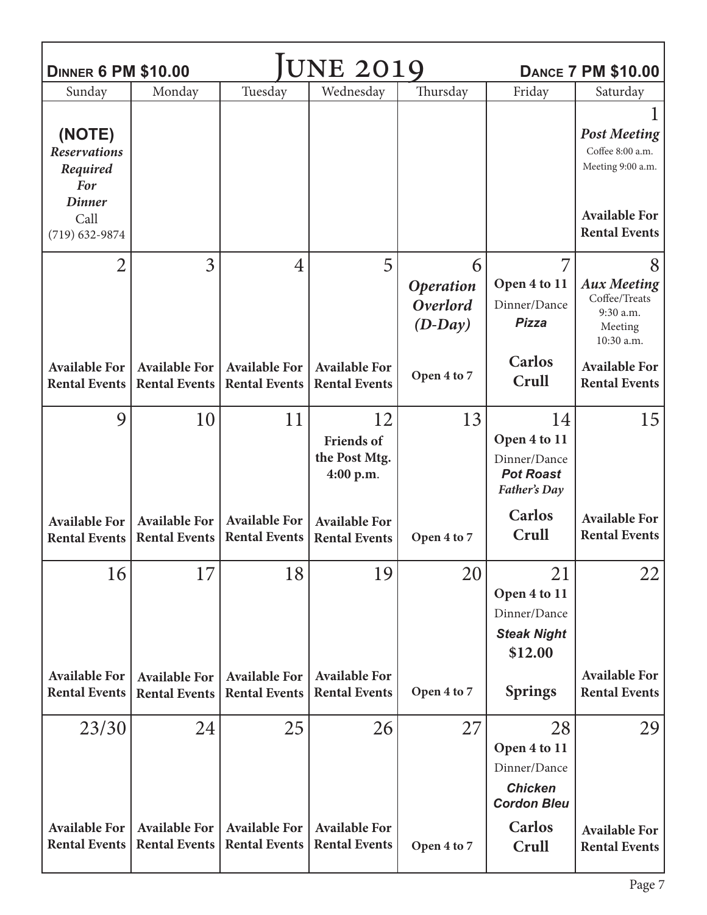# June 2019

**Dinner 6 PM $10.00** | **Dance 7 PM $10.00**

| Sunday | Monday | Tuesday | Wednesday | Thursday | Friday | Saturday |
|---|---|---|---|---|---|---|
| **(NOTE)** ***Reservations Required For Dinner*** Call (719) 632-9874 | | | | | | 1 ***Post Meeting*** Coffee 8:00 a.m. Meeting 9:00 a.m. **Available For Rental Events** |
| 2 **Available For Rental Events** | 3 **Available For Rental Events** | 4 **Available For Rental Events** | 5 **Available For Rental Events** | 6 ***Operation Overlord (D-Day)*** **Open 4 to 7** | 7 **Open 4 to 11** Dinner/Dance ***Pizza*** **Carlos Crull** | 8 ***Aux Meeting*** Coffee/Treats 9:30 a.m. Meeting 10:30 a.m. **Available For Rental Events** |
| 9 **Available For Rental Events** | 10 **Available For Rental Events** | 11 **Available For Rental Events** | 12 **Friends of the Post Mtg. 4:00 p.m.** **Available For Rental Events** | 13 **Open 4 to 7** | 14 **Open 4 to 11** Dinner/Dance ***Pot Roast*** ***Father's Day*** **Carlos Crull** | 15 **Available For Rental Events** |
| 16 **Available For Rental Events** | 17 **Available For Rental Events** | 18 **Available For Rental Events** | 19 **Available For Rental Events** | 20 **Open 4 to 7** | 21 **Open 4 to 11** Dinner/Dance ***Steak Night*** **$12.00** **Springs** | 22 **Available For Rental Events** |
| 23/30 **Available For Rental Events** | 24 **Available For Rental Events** | 25 **Available For Rental Events** | 26 **Available For Rental Events** | 27 **Open 4 to 7** | 28 **Open 4 to 11** Dinner/Dance ***Chicken Cordon Bleu*** **Carlos Crull** | 29 **Available For Rental Events** |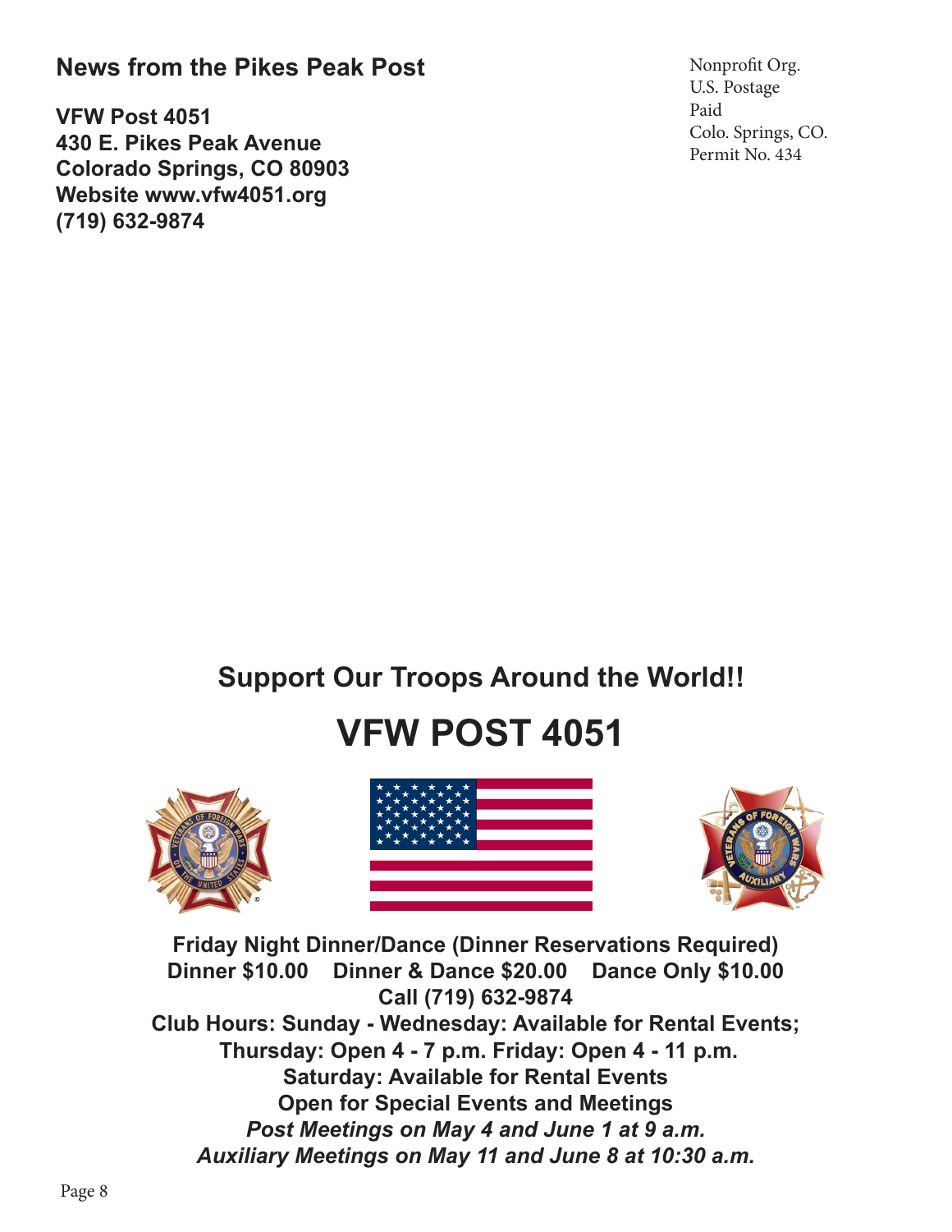## News from the Pikes Peak Post

**VFW Post 4051**
**430 E. Pikes Peak Avenue**
**Colorado Springs, CO 80903**
**Website www.vfw4051.org**
**(719) 632-9874**

Nonprofit Org.
U.S. Postage
Paid
Colo. Springs, CO.
Permit No. 434

## Support Our Troops Around the World!!

# VFW POST 4051

**Friday Night Dinner/Dance (Dinner Reservations Required)**
**Dinner $10.00 Dinner & Dance $20.00 Dance Only $10.00**
**Call (719) 632-9874**
**Club Hours: Sunday - Wednesday: Available for Rental Events;**
**Thursday: Open 4 - 7 p.m. Friday: Open 4 - 11 p.m.**
**Saturday: Available for Rental Events**
**Open for Special Events and Meetings**
***Post Meetings on May 4 and June 1 at 9 a.m.***
***Auxiliary Meetings on May 11 and June 8 at 10:30 a.m.***